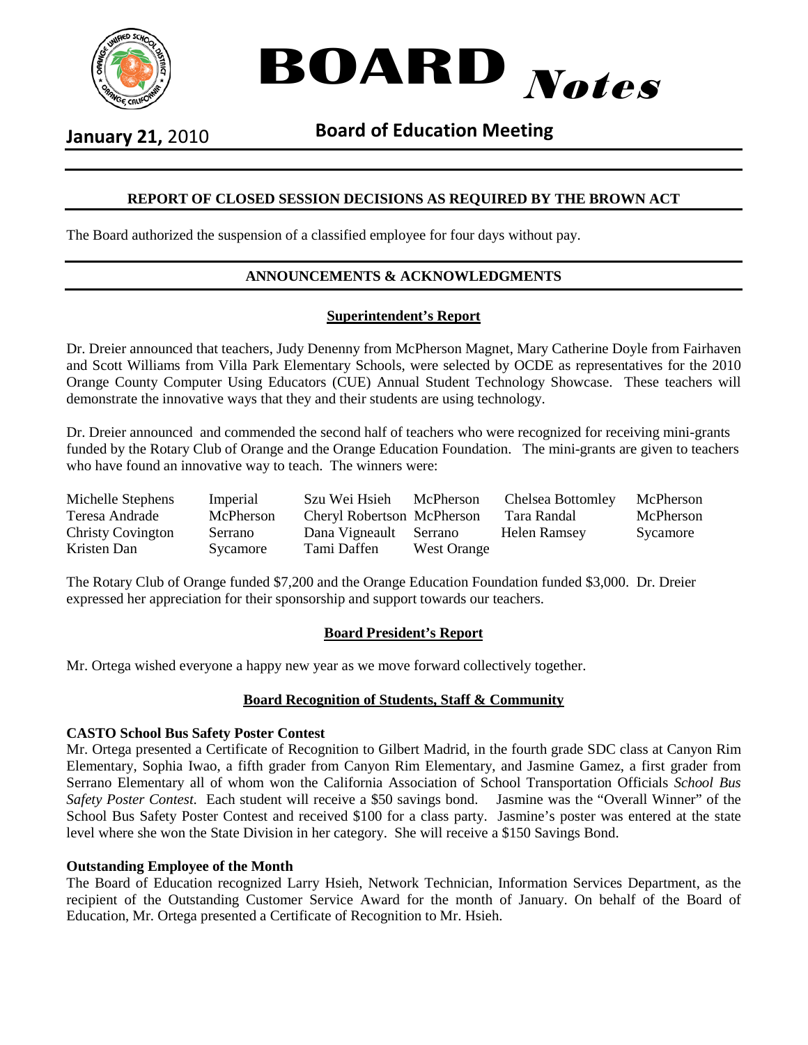# BOARD *Notes*

**January 21,** 2010 **Board of Education Meeting**

## REPORT OF CLOSED SESSION DECISIONS AS REQUIRED BY THE BROWN ACT

The Board authorized the suspension of a classified employee for four days without pay.

## ANNOUNCEMENTS & ACKNOWLEDGMENTS

### Superintendent's Report

Dr. Dreier announced that teachers, Judy Denenny from McPherson Magnet, Mary Catherine Doyle from Fairhaven and Scott Williams from Villa Park Elementary Schools, were selected by OCDE as representatives for the 2010 Orange County Computer Using Educators (CUE) Annual Student Technology Showcase. These teachers will demonstrate the innovative ways that they and their students are using technology.

Dr. Dreier announced and commended the second half of teachers who were recognized for receiving mini-grants funded by the Rotary Club of Orange and the Orange Education Foundation. The mini-grants are given to teachers who have found an innovative way to teach. The winners were:

| | | | | | |
|---|---|---|---|---|---|
| Michelle Stephens | Imperial | Szu Wei Hsieh | McPherson | Chelsea Bottomley | McPherson |
| Teresa Andrade | McPherson | Cheryl Robertson | McPherson | Tara Randal | McPherson |
| Christy Covington | Serrano | Dana Vigneault | Serrano | Helen Ramsey | Sycamore |
| Kristen Dan | Sycamore | Tami Daffen | West Orange | | |

The Rotary Club of Orange funded $7,200 and the Orange Education Foundation funded $3,000. Dr. Dreier expressed her appreciation for their sponsorship and support towards our teachers.

### Board President's Report

Mr. Ortega wished everyone a happy new year as we move forward collectively together.

### Board Recognition of Students, Staff & Community

**CASTO School Bus Safety Poster Contest**

Mr. Ortega presented a Certificate of Recognition to Gilbert Madrid, in the fourth grade SDC class at Canyon Rim Elementary, Sophia Iwao, a fifth grader from Canyon Rim Elementary, and Jasmine Gamez, a first grader from Serrano Elementary all of whom won the California Association of School Transportation Officials *School Bus Safety Poster Contest.* Each student will receive a $50 savings bond. Jasmine was the "Overall Winner" of the School Bus Safety Poster Contest and received $100 for a class party. Jasmine's poster was entered at the state level where she won the State Division in her category. She will receive a $150 Savings Bond.

**Outstanding Employee of the Month**

The Board of Education recognized Larry Hsieh, Network Technician, Information Services Department, as the recipient of the Outstanding Customer Service Award for the month of January. On behalf of the Board of Education, Mr. Ortega presented a Certificate of Recognition to Mr. Hsieh.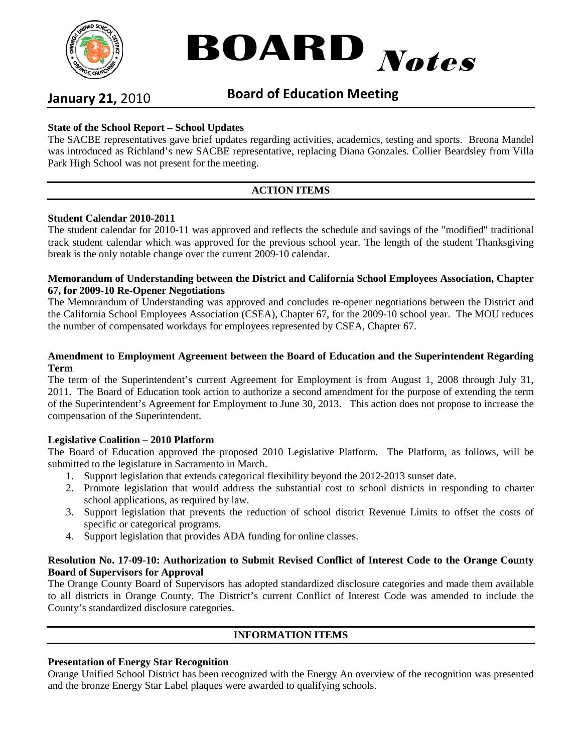# BOARD *Notes*

**January 21,** 2010 **Board of Education Meeting**

**State of the School Report – School Updates**
The SACBE representatives gave brief updates regarding activities, academics, testing and sports. Breona Mandel was introduced as Richland's new SACBE representative, replacing Diana Gonzales. Collier Beardsley from Villa Park High School was not present for the meeting.

## ACTION ITEMS

**Student Calendar 2010-2011**
The student calendar for 2010-11 was approved and reflects the schedule and savings of the "modified" traditional track student calendar which was approved for the previous school year. The length of the student Thanksgiving break is the only notable change over the current 2009-10 calendar.

**Memorandum of Understanding between the District and California School Employees Association, Chapter 67, for 2009-10 Re-Opener Negotiations**
The Memorandum of Understanding was approved and concludes re-opener negotiations between the District and the California School Employees Association (CSEA), Chapter 67, for the 2009-10 school year. The MOU reduces the number of compensated workdays for employees represented by CSEA, Chapter 67.

**Amendment to Employment Agreement between the Board of Education and the Superintendent Regarding Term**
The term of the Superintendent's current Agreement for Employment is from August 1, 2008 through July 31, 2011. The Board of Education took action to authorize a second amendment for the purpose of extending the term of the Superintendent's Agreement for Employment to June 30, 2013. This action does not propose to increase the compensation of the Superintendent.

**Legislative Coalition – 2010 Platform**
The Board of Education approved the proposed 2010 Legislative Platform. The Platform, as follows, will be submitted to the legislature in Sacramento in March.

1. Support legislation that extends categorical flexibility beyond the 2012-2013 sunset date.
2. Promote legislation that would address the substantial cost to school districts in responding to charter school applications, as required by law.
3. Support legislation that prevents the reduction of school district Revenue Limits to offset the costs of specific or categorical programs.
4. Support legislation that provides ADA funding for online classes.

**Resolution No. 17-09-10: Authorization to Submit Revised Conflict of Interest Code to the Orange County Board of Supervisors for Approval**
The Orange County Board of Supervisors has adopted standardized disclosure categories and made them available to all districts in Orange County. The District's current Conflict of Interest Code was amended to include the County's standardized disclosure categories.

## INFORMATION ITEMS

**Presentation of Energy Star Recognition**
Orange Unified School District has been recognized with the Energy An overview of the recognition was presented and the bronze Energy Star Label plaques were awarded to qualifying schools.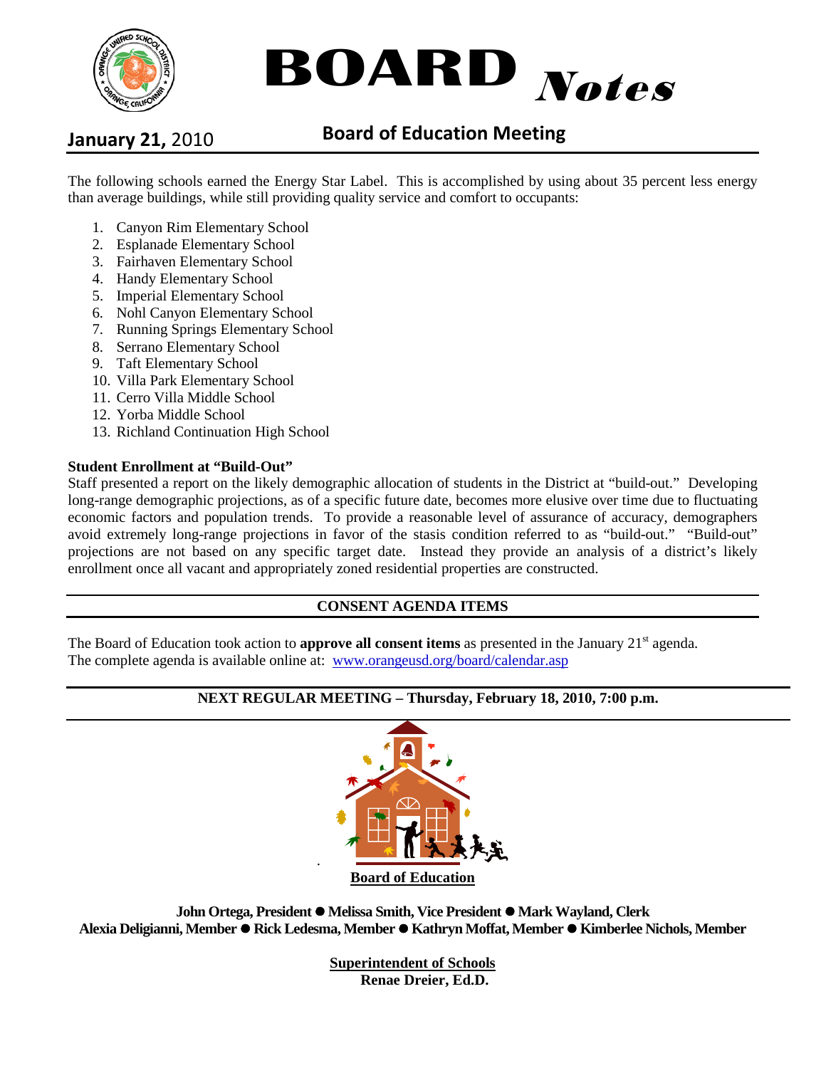# BOARD *Notes*

**January 21,** 2010 **Board of Education Meeting**

The following schools earned the Energy Star Label. This is accomplished by using about 35 percent less energy than average buildings, while still providing quality service and comfort to occupants:

1. Canyon Rim Elementary School
2. Esplanade Elementary School
3. Fairhaven Elementary School
4. Handy Elementary School
5. Imperial Elementary School
6. Nohl Canyon Elementary School
7. Running Springs Elementary School
8. Serrano Elementary School
9. Taft Elementary School
10. Villa Park Elementary School
11. Cerro Villa Middle School
12. Yorba Middle School
13. Richland Continuation High School

**Student Enrollment at "Build-Out"**

Staff presented a report on the likely demographic allocation of students in the District at "build-out." Developing long-range demographic projections, as of a specific future date, becomes more elusive over time due to fluctuating economic factors and population trends. To provide a reasonable level of assurance of accuracy, demographers avoid extremely long-range projections in favor of the stasis condition referred to as "build-out." "Build-out" projections are not based on any specific target date. Instead they provide an analysis of a district's likely enrollment once all vacant and appropriately zoned residential properties are constructed.

## CONSENT AGENDA ITEMS

The Board of Education took action to **approve all consent items** as presented in the January 21st agenda. The complete agenda is available online at: [www.orangeusd.org/board/calendar.asp](http://www.orangeusd.org/board/calendar.asp)

**NEXT REGULAR MEETING – Thursday, February 18, 2010, 7:00 p.m.**

**Board of Education**

**John Ortega, President ● Melissa Smith, Vice President ● Mark Wayland, Clerk**
**Alexia Deligianni, Member ● Rick Ledesma, Member ● Kathryn Moffat, Member ● Kimberlee Nichols, Member**

**Superintendent of Schools**
**Renae Dreier, Ed.D.**